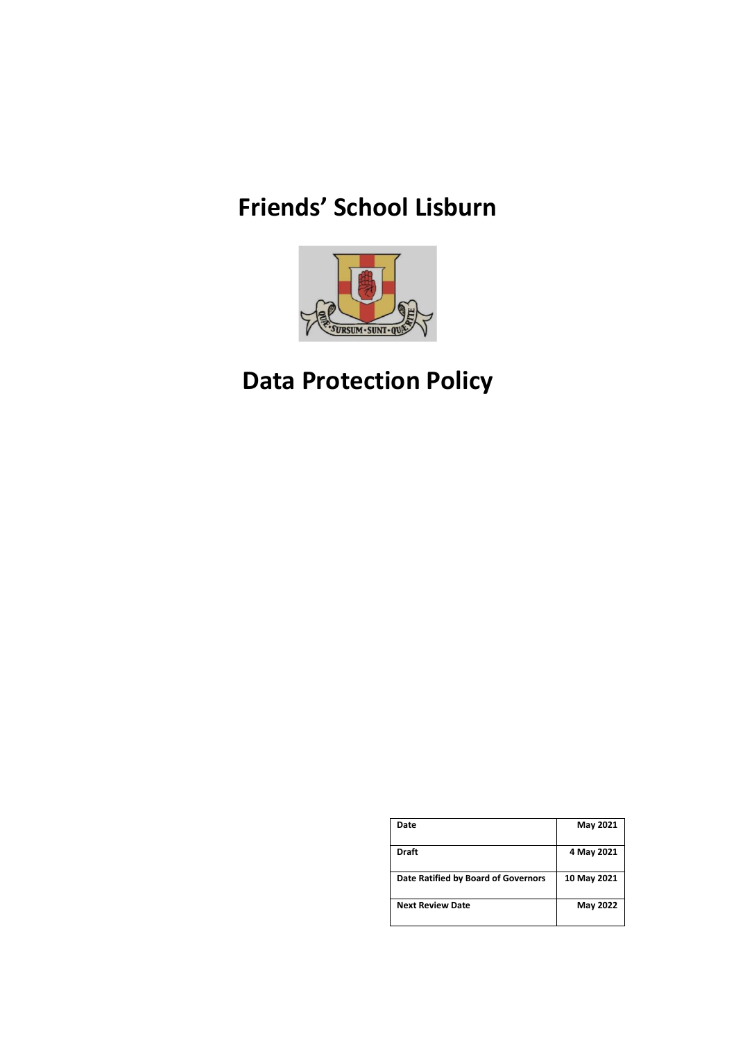# Friends' School Lisburn

# Data Protection Policy

| Date | May 2021 |
| --- | --- |
| Draft | 4 May 2021 |
| Date Ratified by Board of Governors | 10 May 2021 |
| Next Review Date | May 2022 |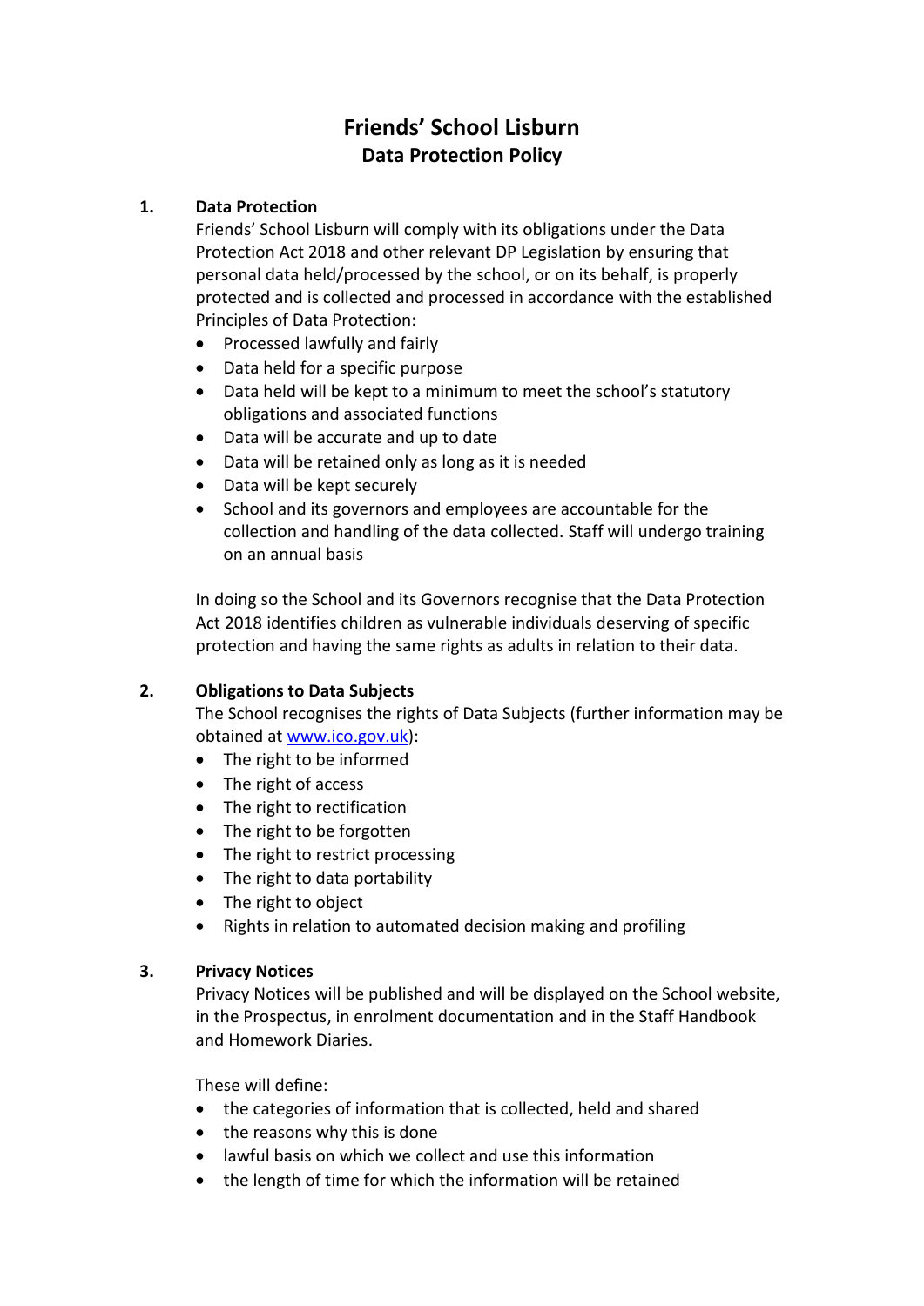# Friends' School Lisburn
## Data Protection Policy

### 1. Data Protection

Friends' School Lisburn will comply with its obligations under the Data Protection Act 2018 and other relevant DP Legislation by ensuring that personal data held/processed by the school, or on its behalf, is properly protected and is collected and processed in accordance with the established Principles of Data Protection:

- Processed lawfully and fairly
- Data held for a specific purpose
- Data held will be kept to a minimum to meet the school's statutory obligations and associated functions
- Data will be accurate and up to date
- Data will be retained only as long as it is needed
- Data will be kept securely
- School and its governors and employees are accountable for the collection and handling of the data collected. Staff will undergo training on an annual basis

In doing so the School and its Governors recognise that the Data Protection Act 2018 identifies children as vulnerable individuals deserving of specific protection and having the same rights as adults in relation to their data.

### 2. Obligations to Data Subjects

The School recognises the rights of Data Subjects (further information may be obtained at [www.ico.gov.uk](http://www.ico.gov.uk)):

- The right to be informed
- The right of access
- The right to rectification
- The right to be forgotten
- The right to restrict processing
- The right to data portability
- The right to object
- Rights in relation to automated decision making and profiling

### 3. Privacy Notices

Privacy Notices will be published and will be displayed on the School website, in the Prospectus, in enrolment documentation and in the Staff Handbook and Homework Diaries.

These will define:

- the categories of information that is collected, held and shared
- the reasons why this is done
- lawful basis on which we collect and use this information
- the length of time for which the information will be retained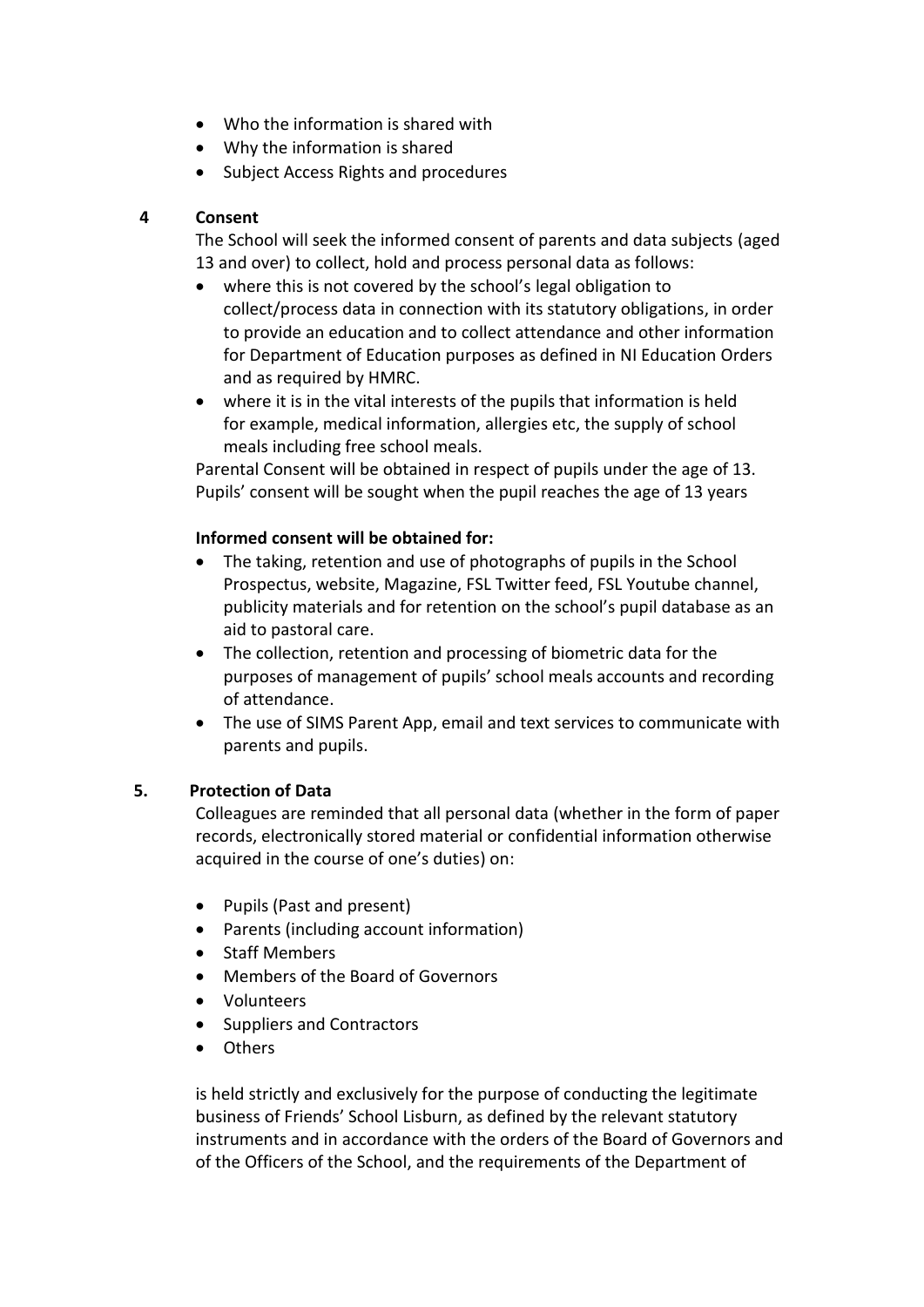- Who the information is shared with
- Why the information is shared
- Subject Access Rights and procedures

## 4 Consent

The School will seek the informed consent of parents and data subjects (aged 13 and over) to collect, hold and process personal data as follows:

- where this is not covered by the school's legal obligation to collect/process data in connection with its statutory obligations, in order to provide an education and to collect attendance and other information for Department of Education purposes as defined in NI Education Orders and as required by HMRC.
- where it is in the vital interests of the pupils that information is held for example, medical information, allergies etc, the supply of school meals including free school meals.

Parental Consent will be obtained in respect of pupils under the age of 13. Pupils' consent will be sought when the pupil reaches the age of 13 years

**Informed consent will be obtained for:**

- The taking, retention and use of photographs of pupils in the School Prospectus, website, Magazine, FSL Twitter feed, FSL Youtube channel, publicity materials and for retention on the school's pupil database as an aid to pastoral care.
- The collection, retention and processing of biometric data for the purposes of management of pupils' school meals accounts and recording of attendance.
- The use of SIMS Parent App, email and text services to communicate with parents and pupils.

## 5. Protection of Data

Colleagues are reminded that all personal data (whether in the form of paper records, electronically stored material or confidential information otherwise acquired in the course of one's duties) on:

- Pupils (Past and present)
- Parents (including account information)
- Staff Members
- Members of the Board of Governors
- Volunteers
- Suppliers and Contractors
- Others

is held strictly and exclusively for the purpose of conducting the legitimate business of Friends' School Lisburn, as defined by the relevant statutory instruments and in accordance with the orders of the Board of Governors and of the Officers of the School, and the requirements of the Department of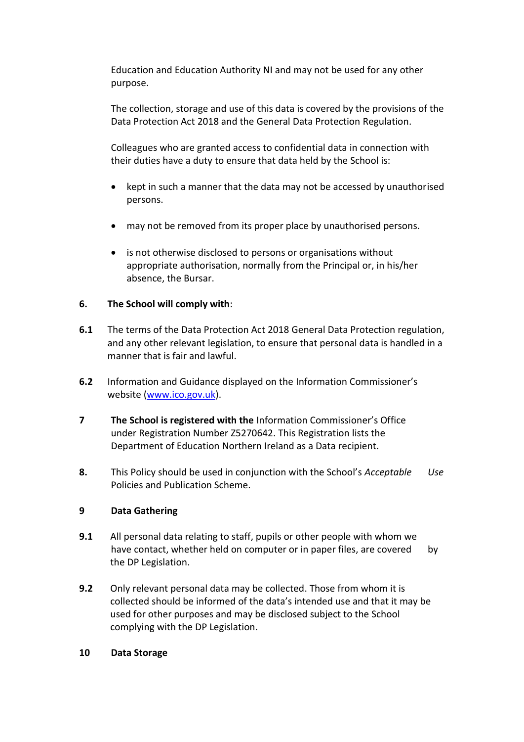Education and Education Authority NI and may not be used for any other purpose.

The collection, storage and use of this data is covered by the provisions of the Data Protection Act 2018 and the General Data Protection Regulation.

Colleagues who are granted access to confidential data in connection with their duties have a duty to ensure that data held by the School is:

- kept in such a manner that the data may not be accessed by unauthorised persons.
- may not be removed from its proper place by unauthorised persons.
- is not otherwise disclosed to persons or organisations without appropriate authorisation, normally from the Principal or, in his/her absence, the Bursar.

**6. The School will comply with**:

**6.1** The terms of the Data Protection Act 2018 General Data Protection regulation, and any other relevant legislation, to ensure that personal data is handled in a manner that is fair and lawful.

**6.2** Information and Guidance displayed on the Information Commissioner's website ([www.ico.gov.uk](www.ico.gov.uk)).

**7 The School is registered with the** Information Commissioner's Office under Registration Number Z5270642. This Registration lists the Department of Education Northern Ireland as a Data recipient.

**8.** This Policy should be used in conjunction with the School's *Acceptable Use* Policies and Publication Scheme.

**9 Data Gathering**

**9.1** All personal data relating to staff, pupils or other people with whom we have contact, whether held on computer or in paper files, are covered by the DP Legislation.

**9.2** Only relevant personal data may be collected. Those from whom it is collected should be informed of the data's intended use and that it may be used for other purposes and may be disclosed subject to the School complying with the DP Legislation.

**10 Data Storage**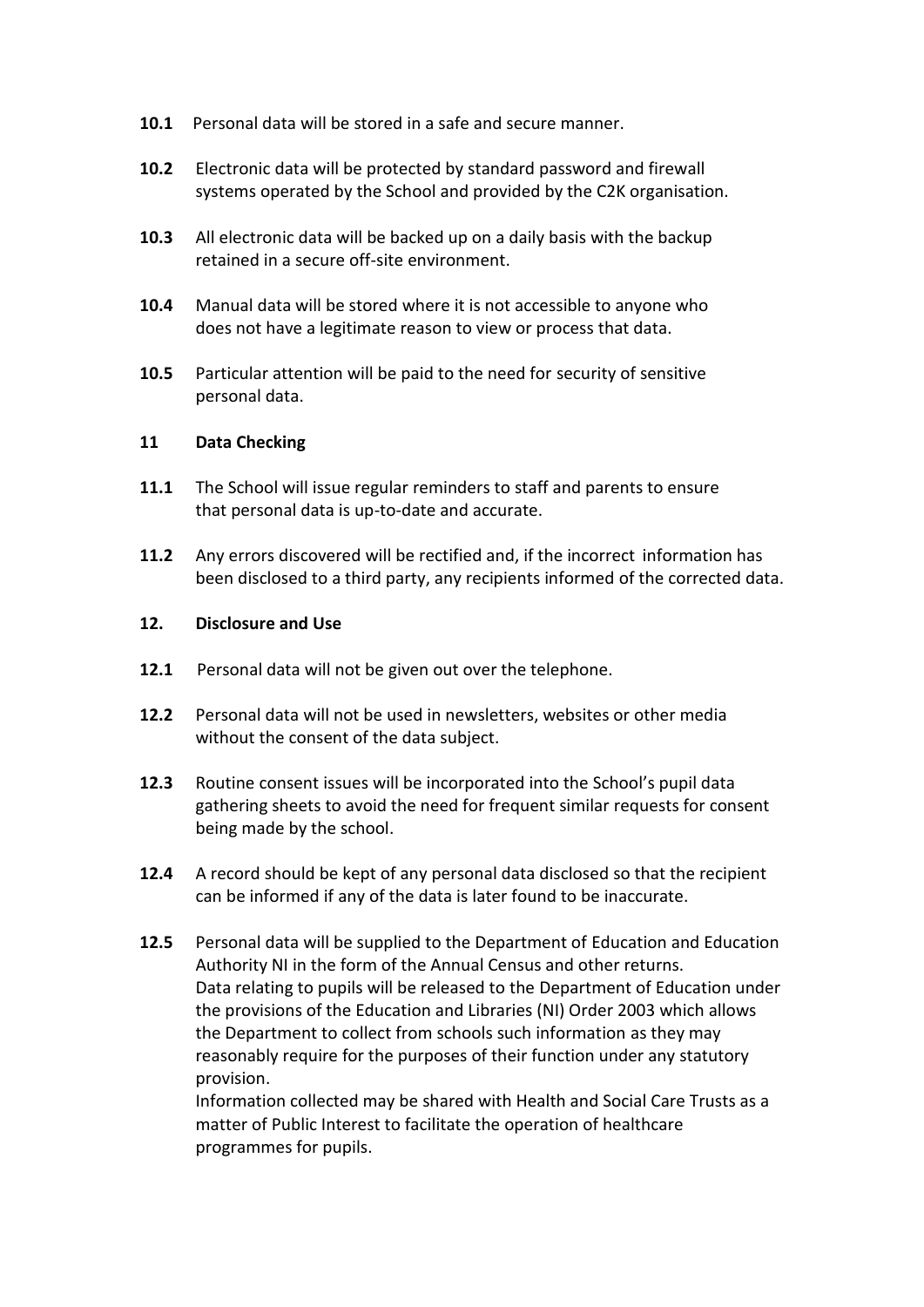**10.1** Personal data will be stored in a safe and secure manner.

**10.2** Electronic data will be protected by standard password and firewall systems operated by the School and provided by the C2K organisation.

**10.3** All electronic data will be backed up on a daily basis with the backup retained in a secure off-site environment.

**10.4** Manual data will be stored where it is not accessible to anyone who does not have a legitimate reason to view or process that data.

**10.5** Particular attention will be paid to the need for security of sensitive personal data.

## 11 Data Checking

**11.1** The School will issue regular reminders to staff and parents to ensure that personal data is up-to-date and accurate.

**11.2** Any errors discovered will be rectified and, if the incorrect information has been disclosed to a third party, any recipients informed of the corrected data.

## 12. Disclosure and Use

**12.1** Personal data will not be given out over the telephone.

**12.2** Personal data will not be used in newsletters, websites or other media without the consent of the data subject.

**12.3** Routine consent issues will be incorporated into the School's pupil data gathering sheets to avoid the need for frequent similar requests for consent being made by the school.

**12.4** A record should be kept of any personal data disclosed so that the recipient can be informed if any of the data is later found to be inaccurate.

**12.5** Personal data will be supplied to the Department of Education and Education Authority NI in the form of the Annual Census and other returns.
Data relating to pupils will be released to the Department of Education under the provisions of the Education and Libraries (NI) Order 2003 which allows the Department to collect from schools such information as they may reasonably require for the purposes of their function under any statutory provision.
Information collected may be shared with Health and Social Care Trusts as a matter of Public Interest to facilitate the operation of healthcare programmes for pupils.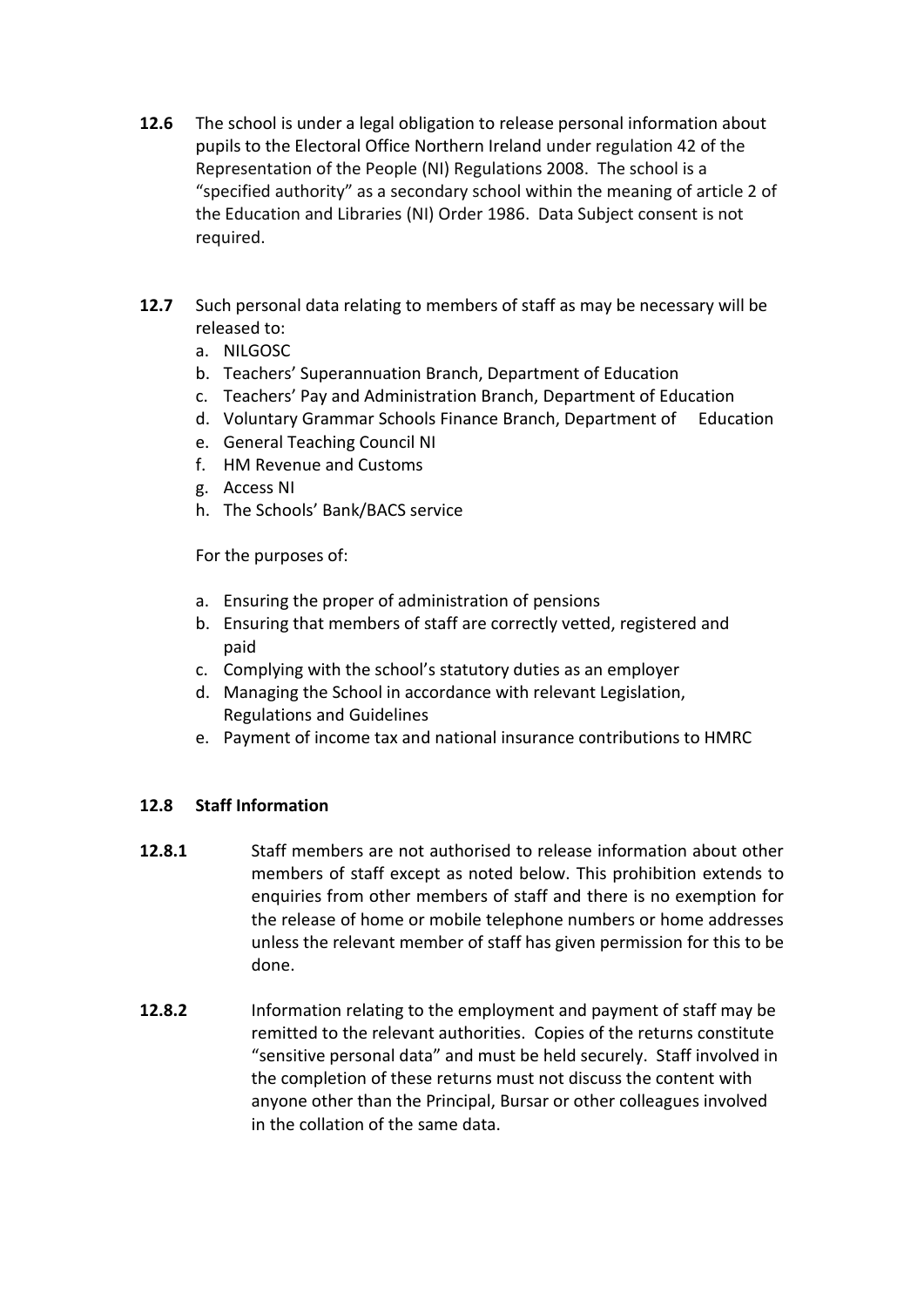**12.6** The school is under a legal obligation to release personal information about pupils to the Electoral Office Northern Ireland under regulation 42 of the Representation of the People (NI) Regulations 2008. The school is a "specified authority" as a secondary school within the meaning of article 2 of the Education and Libraries (NI) Order 1986. Data Subject consent is not required.

**12.7** Such personal data relating to members of staff as may be necessary will be released to:

a. NILGOSC
b. Teachers' Superannuation Branch, Department of Education
c. Teachers' Pay and Administration Branch, Department of Education
d. Voluntary Grammar Schools Finance Branch, Department of Education
e. General Teaching Council NI
f. HM Revenue and Customs
g. Access NI
h. The Schools' Bank/BACS service

For the purposes of:

a. Ensuring the proper of administration of pensions
b. Ensuring that members of staff are correctly vetted, registered and paid
c. Complying with the school's statutory duties as an employer
d. Managing the School in accordance with relevant Legislation, Regulations and Guidelines
e. Payment of income tax and national insurance contributions to HMRC

**12.8 Staff Information**

**12.8.1** Staff members are not authorised to release information about other members of staff except as noted below. This prohibition extends to enquiries from other members of staff and there is no exemption for the release of home or mobile telephone numbers or home addresses unless the relevant member of staff has given permission for this to be done.

**12.8.2** Information relating to the employment and payment of staff may be remitted to the relevant authorities. Copies of the returns constitute "sensitive personal data" and must be held securely. Staff involved in the completion of these returns must not discuss the content with anyone other than the Principal, Bursar or other colleagues involved in the collation of the same data.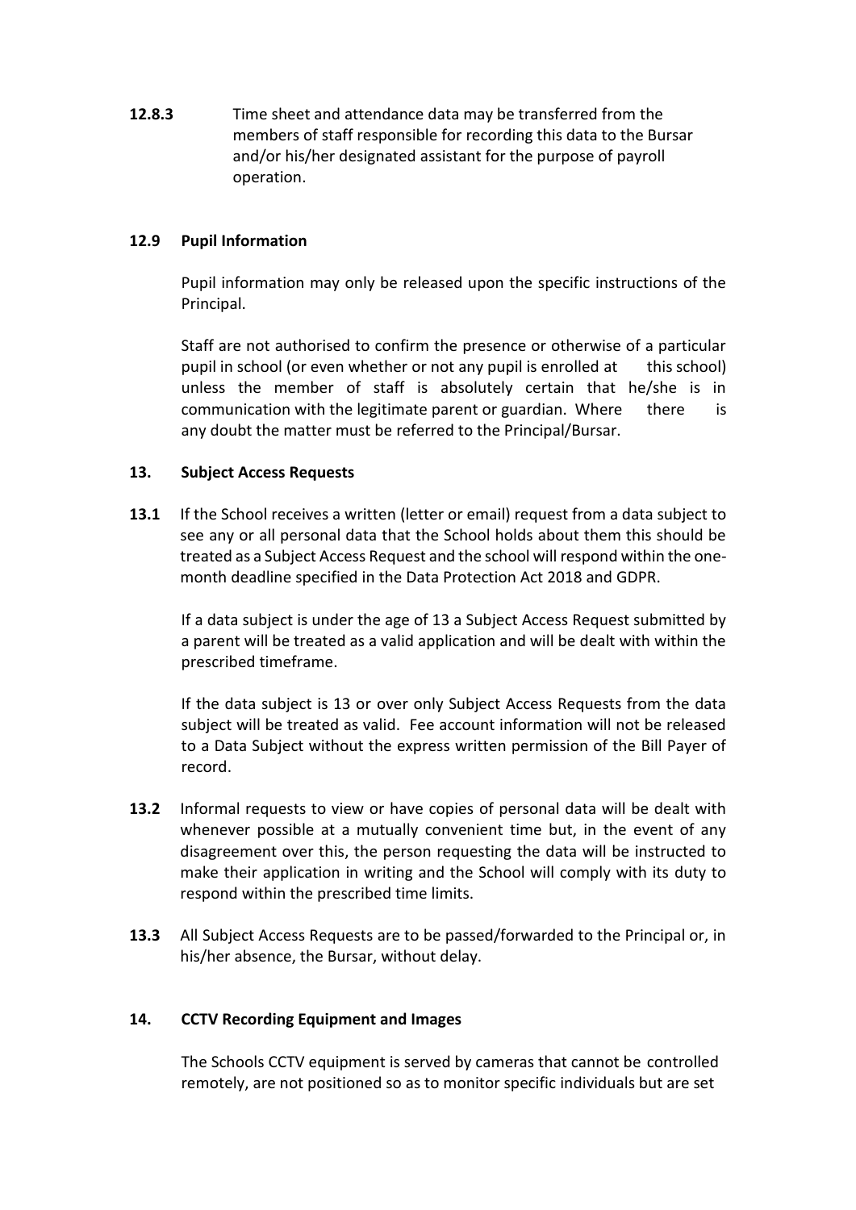**12.8.3** Time sheet and attendance data may be transferred from the members of staff responsible for recording this data to the Bursar and/or his/her designated assistant for the purpose of payroll operation.

### 12.9 Pupil Information

Pupil information may only be released upon the specific instructions of the Principal.

Staff are not authorised to confirm the presence or otherwise of a particular pupil in school (or even whether or not any pupil is enrolled at this school) unless the member of staff is absolutely certain that he/she is in communication with the legitimate parent or guardian. Where there is any doubt the matter must be referred to the Principal/Bursar.

## 13. Subject Access Requests

**13.1** If the School receives a written (letter or email) request from a data subject to see any or all personal data that the School holds about them this should be treated as a Subject Access Request and the school will respond within the one-month deadline specified in the Data Protection Act 2018 and GDPR.

If a data subject is under the age of 13 a Subject Access Request submitted by a parent will be treated as a valid application and will be dealt with within the prescribed timeframe.

If the data subject is 13 or over only Subject Access Requests from the data subject will be treated as valid. Fee account information will not be released to a Data Subject without the express written permission of the Bill Payer of record.

**13.2** Informal requests to view or have copies of personal data will be dealt with whenever possible at a mutually convenient time but, in the event of any disagreement over this, the person requesting the data will be instructed to make their application in writing and the School will comply with its duty to respond within the prescribed time limits.

**13.3** All Subject Access Requests are to be passed/forwarded to the Principal or, in his/her absence, the Bursar, without delay.

## 14. CCTV Recording Equipment and Images

The Schools CCTV equipment is served by cameras that cannot be controlled remotely, are not positioned so as to monitor specific individuals but are set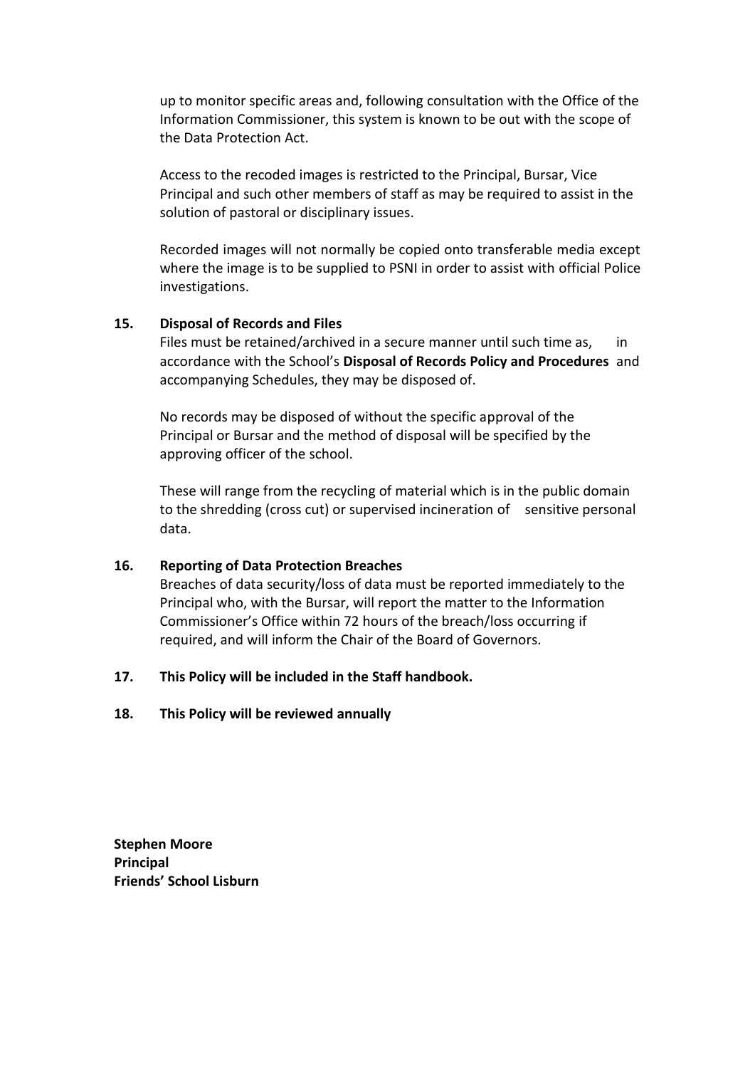up to monitor specific areas and, following consultation with the Office of the Information Commissioner, this system is known to be out with the scope of the Data Protection Act.

Access to the recoded images is restricted to the Principal, Bursar, Vice Principal and such other members of staff as may be required to assist in the solution of pastoral or disciplinary issues.

Recorded images will not normally be copied onto transferable media except where the image is to be supplied to PSNI in order to assist with official Police investigations.

**15. Disposal of Records and Files**

Files must be retained/archived in a secure manner until such time as, in accordance with the School's **Disposal of Records Policy and Procedures** and accompanying Schedules, they may be disposed of.

No records may be disposed of without the specific approval of the Principal or Bursar and the method of disposal will be specified by the approving officer of the school.

These will range from the recycling of material which is in the public domain to the shredding (cross cut) or supervised incineration of sensitive personal data.

**16. Reporting of Data Protection Breaches**

Breaches of data security/loss of data must be reported immediately to the Principal who, with the Bursar, will report the matter to the Information Commissioner's Office within 72 hours of the breach/loss occurring if required, and will inform the Chair of the Board of Governors.

**17. This Policy will be included in the Staff handbook.**

**18. This Policy will be reviewed annually**

**Stephen Moore**
**Principal**
**Friends' School Lisburn**